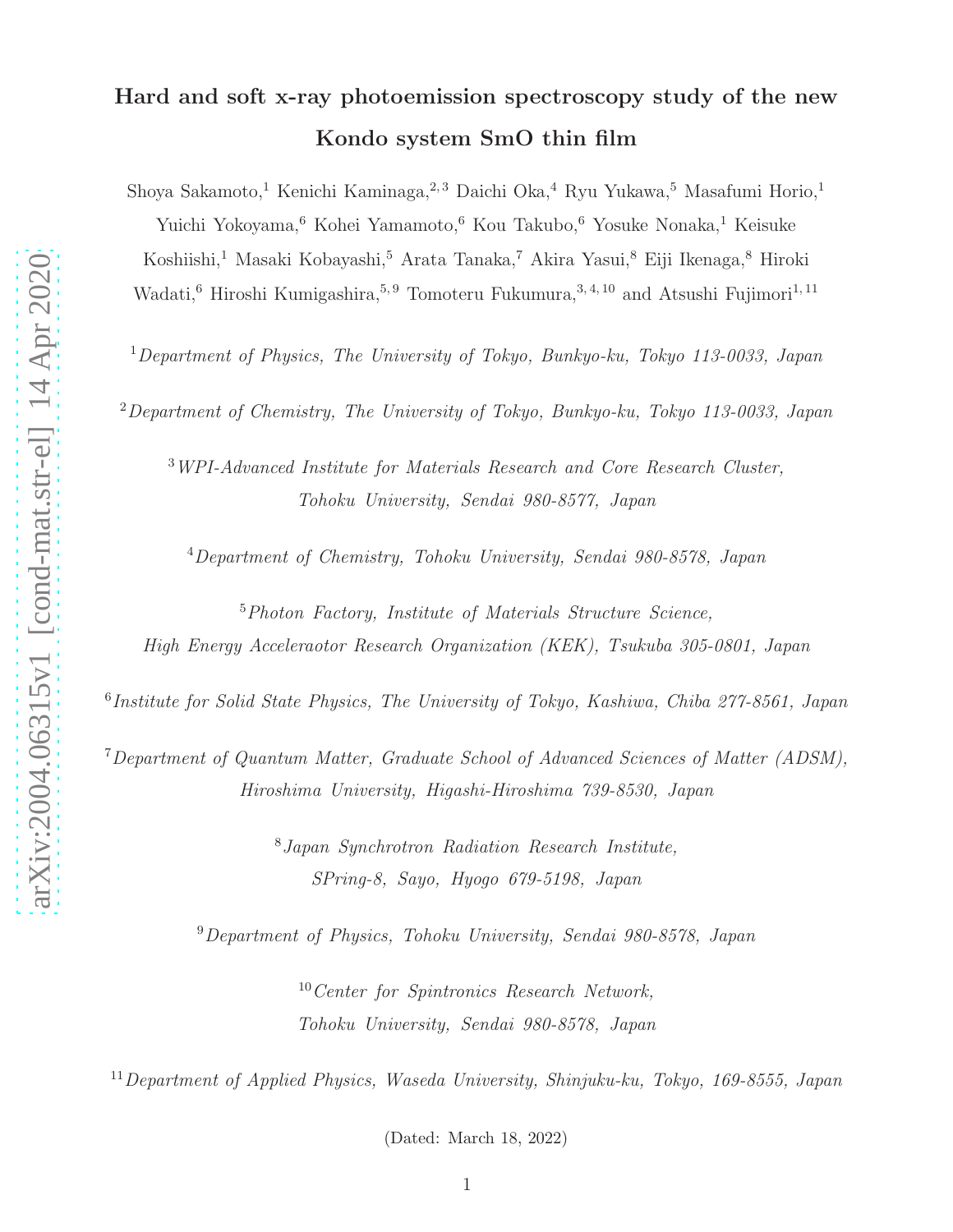# Hard and soft x-ray photoemission spectroscopy study of the new Kondo system SmO thin film

Shoya Sakamoto,[1] Kenichi Kaminaga,[2,3] Daichi Oka,[4] Ryu Yukawa,[5] Masafumi Horio,[1] Yuichi Yokoyama,[6] Kohei Yamamoto,[6] Kou Takubo,[6] Yosuke Nonaka,[1] Keisuke Koshiishi,[1] Masaki Kobayashi,[5] Arata Tanaka,[7] Akira Yasui,[8] Eiji Ikenaga,[8] Hiroki Wadati,[6] Hiroshi Kumigashira,[5,9] Tomoteru Fukumura,[3,4,10] and Atsushi Fujimori[1,11]

[1] *Department of Physics, The University of Tokyo, Bunkyo-ku, Tokyo 113-0033, Japan*

[2] *Department of Chemistry, The University of Tokyo, Bunkyo-ku, Tokyo 113-0033, Japan*

[3] *WPI-Advanced Institute for Materials Research and Core Research Cluster, Tohoku University, Sendai 980-8577, Japan*

[4] *Department of Chemistry, Tohoku University, Sendai 980-8578, Japan*

[5] *Photon Factory, Institute of Materials Structure Science, High Energy Acceleraotor Research Organization (KEK), Tsukuba 305-0801, Japan*

[6] *Institute for Solid State Physics, The University of Tokyo, Kashiwa, Chiba 277-8561, Japan*

[7] *Department of Quantum Matter, Graduate School of Advanced Sciences of Matter (ADSM), Hiroshima University, Higashi-Hiroshima 739-8530, Japan*

[8] *Japan Synchrotron Radiation Research Institute, SPring-8, Sayo, Hyogo 679-5198, Japan*

[9] *Department of Physics, Tohoku University, Sendai 980-8578, Japan*

[10] *Center for Spintronics Research Network, Tohoku University, Sendai 980-8578, Japan*

[11] *Department of Applied Physics, Waseda University, Shinjuku-ku, Tokyo, 169-8555, Japan*

(Dated: March 18, 2022)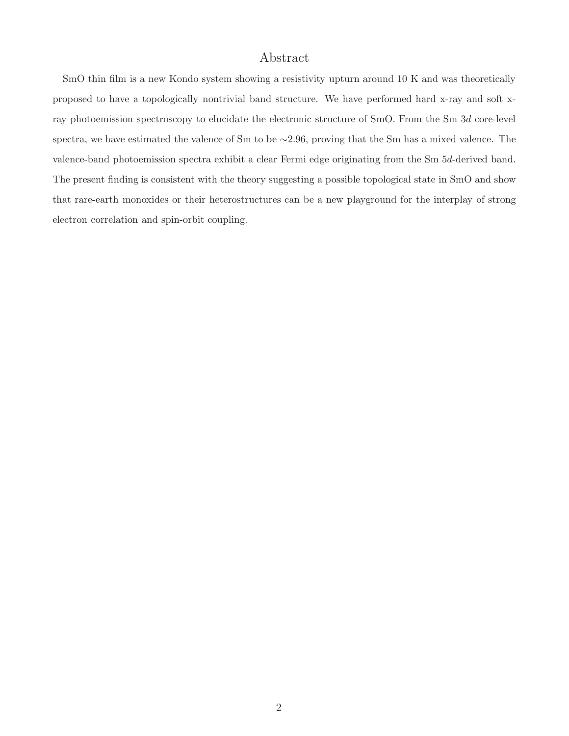## Abstract

SmO thin film is a new Kondo system showing a resistivity upturn around 10 K and was theoretically proposed to have a topologically nontrivial band structure. We have performed hard x-ray and soft x-ray photoemission spectroscopy to elucidate the electronic structure of SmO. From the Sm 3*d* core-level spectra, we have estimated the valence of Sm to be $\sim$2.96, proving that the Sm has a mixed valence. The valence-band photoemission spectra exhibit a clear Fermi edge originating from the Sm 5*d*-derived band. The present finding is consistent with the theory suggesting a possible topological state in SmO and show that rare-earth monoxides or their heterostructures can be a new playground for the interplay of strong electron correlation and spin-orbit coupling.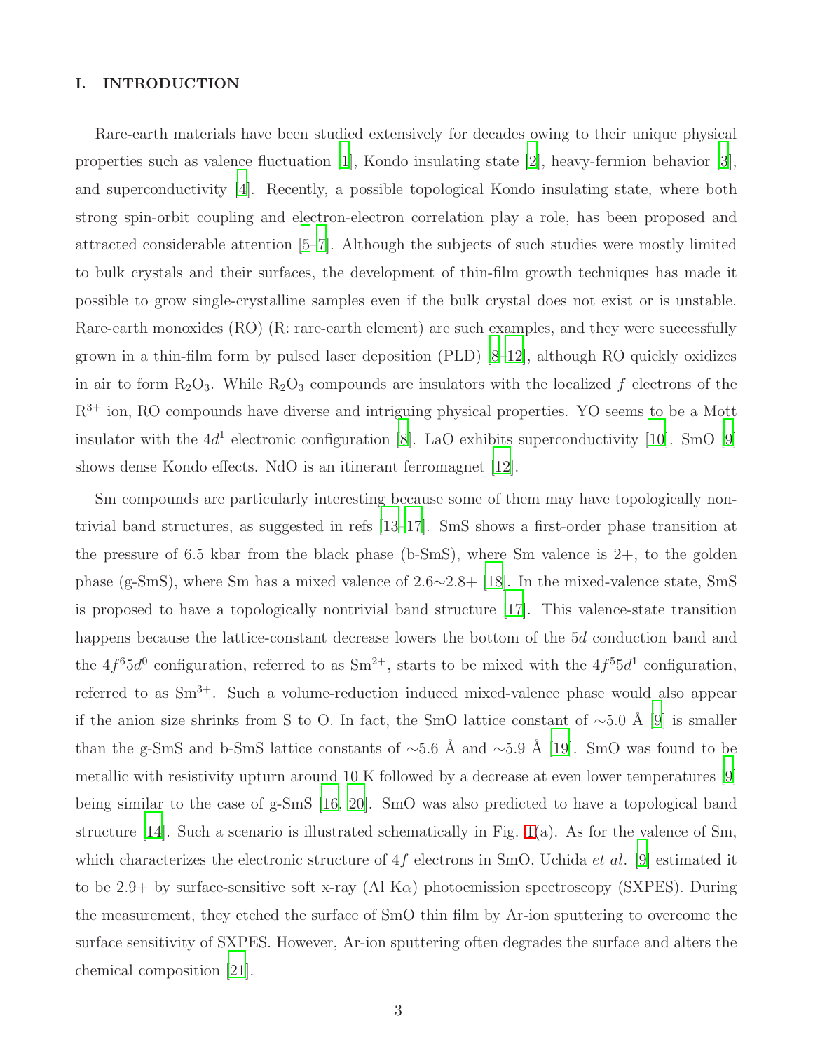## I. INTRODUCTION

Rare-earth materials have been studied extensively for decades owing to their unique physical properties such as valence fluctuation [1], Kondo insulating state [2], heavy-fermion behavior [3], and superconductivity [4]. Recently, a possible topological Kondo insulating state, where both strong spin-orbit coupling and electron-electron correlation play a role, has been proposed and attracted considerable attention [5–7]. Although the subjects of such studies were mostly limited to bulk crystals and their surfaces, the development of thin-film growth techniques has made it possible to grow single-crystalline samples even if the bulk crystal does not exist or is unstable. Rare-earth monoxides (RO) (R: rare-earth element) are such examples, and they were successfully grown in a thin-film form by pulsed laser deposition (PLD) [8–12], although RO quickly oxidizes in air to form $R_2O_3$. While $R_2O_3$ compounds are insulators with the localized $f$ electrons of the $R^{3+}$ ion, RO compounds have diverse and intriguing physical properties. YO seems to be a Mott insulator with the $4d^1$ electronic configuration [8]. LaO exhibits superconductivity [10]. SmO [9] shows dense Kondo effects. NdO is an itinerant ferromagnet [12].

Sm compounds are particularly interesting because some of them may have topologically non-trivial band structures, as suggested in refs [13–17]. SmS shows a first-order phase transition at the pressure of 6.5 kbar from the black phase (b-SmS), where Sm valence is 2+, to the golden phase (g-SmS), where Sm has a mixed valence of 2.6∼2.8+ [18]. In the mixed-valence state, SmS is proposed to have a topologically nontrivial band structure [17]. This valence-state transition happens because the lattice-constant decrease lowers the bottom of the $5d$ conduction band and the $4f^6 5d^0$ configuration, referred to as $Sm^{2+}$, starts to be mixed with the $4f^5 5d^1$ configuration, referred to as $Sm^{3+}$. Such a volume-reduction induced mixed-valence phase would also appear if the anion size shrinks from S to O. In fact, the SmO lattice constant of ∼5.0 Å [9] is smaller than the g-SmS and b-SmS lattice constants of ∼5.6 Å and ∼5.9 Å [19]. SmO was found to be metallic with resistivity upturn around 10 K followed by a decrease at even lower temperatures [9] being similar to the case of g-SmS [16, 20]. SmO was also predicted to have a topological band structure [14]. Such a scenario is illustrated schematically in Fig. 1(a). As for the valence of Sm, which characterizes the electronic structure of $4f$ electrons in SmO, Uchida *et al.* [9] estimated it to be 2.9+ by surface-sensitive soft x-ray (Al K$\alpha$) photoemission spectroscopy (SXPES). During the measurement, they etched the surface of SmO thin film by Ar-ion sputtering to overcome the surface sensitivity of SXPES. However, Ar-ion sputtering often degrades the surface and alters the chemical composition [21].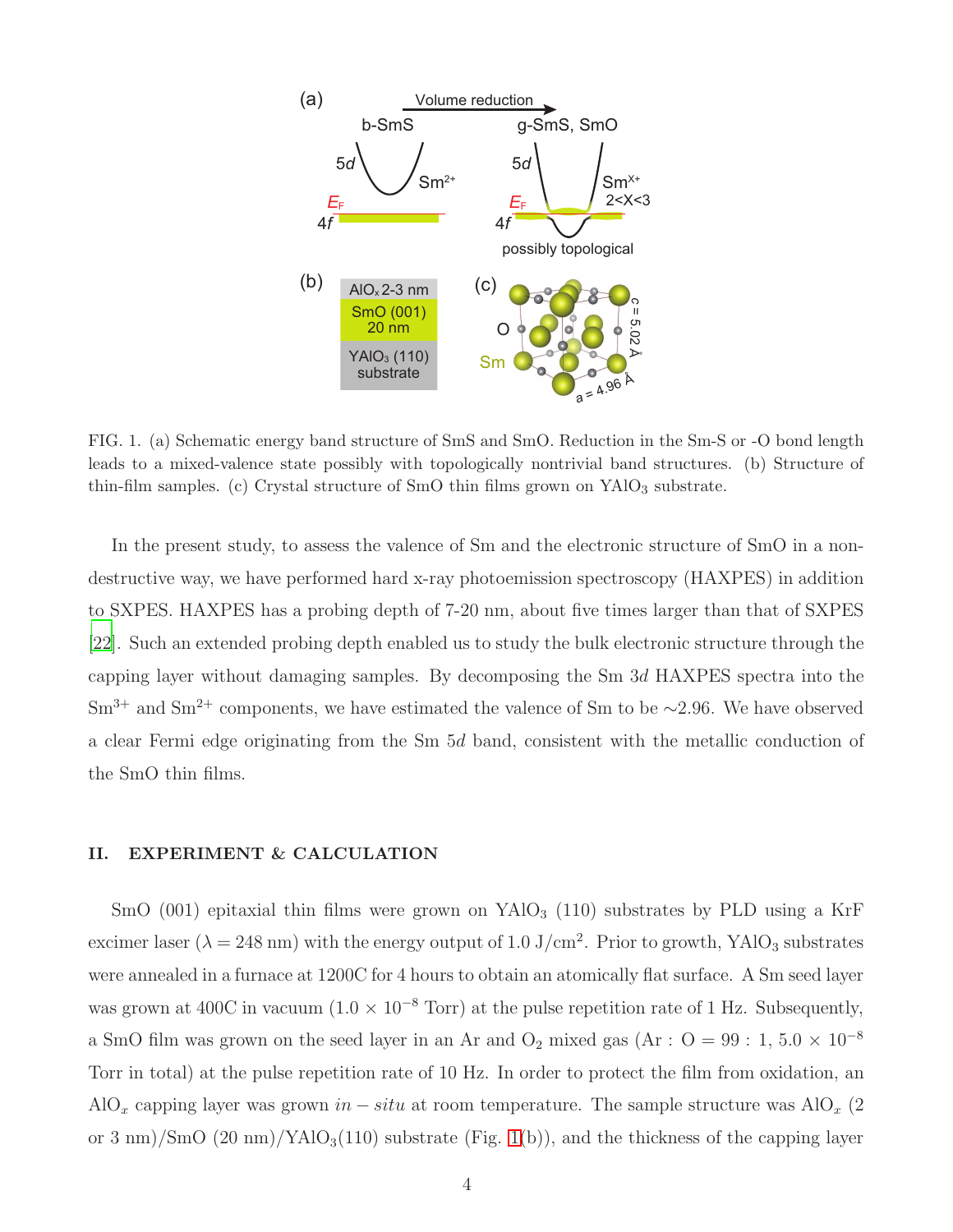FIG. 1. (a) Schematic energy band structure of SmS and SmO. Reduction in the Sm-S or -O bond length leads to a mixed-valence state possibly with topologically nontrivial band structures. (b) Structure of thin-film samples. (c) Crystal structure of SmO thin films grown on $YAlO_3$ substrate.

In the present study, to assess the valence of Sm and the electronic structure of SmO in a non-destructive way, we have performed hard x-ray photoemission spectroscopy (HAXPES) in addition to SXPES. HAXPES has a probing depth of 7-20 nm, about five times larger than that of SXPES [22]. Such an extended probing depth enabled us to study the bulk electronic structure through the capping layer without damaging samples. By decomposing the Sm $3d$ HAXPES spectra into the $Sm^{3+}$ and $Sm^{2+}$ components, we have estimated the valence of Sm to be ∼2.96. We have observed a clear Fermi edge originating from the Sm $5d$ band, consistent with the metallic conduction of the SmO thin films.

## II. EXPERIMENT & CALCULATION

SmO (001) epitaxial thin films were grown on $YAlO_3$ (110) substrates by PLD using a KrF excimer laser ($\lambda = 248$ nm) with the energy output of 1.0 J/cm$^2$. Prior to growth, $YAlO_3$ substrates were annealed in a furnace at 1200C for 4 hours to obtain an atomically flat surface. A Sm seed layer was grown at 400C in vacuum ($1.0 \times 10^{-8}$ Torr) at the pulse repetition rate of 1 Hz. Subsequently, a SmO film was grown on the seed layer in an Ar and $O_2$ mixed gas (Ar : O = 99 : 1, $5.0 \times 10^{-8}$ Torr in total) at the pulse repetition rate of 10 Hz. In order to protect the film from oxidation, an $AlO_x$ capping layer was grown $in-situ$ at room temperature. The sample structure was $AlO_x$ (2 or 3 nm)/SmO (20 nm)/$YAlO_3$(110) substrate (Fig. 1(b)), and the thickness of the capping layer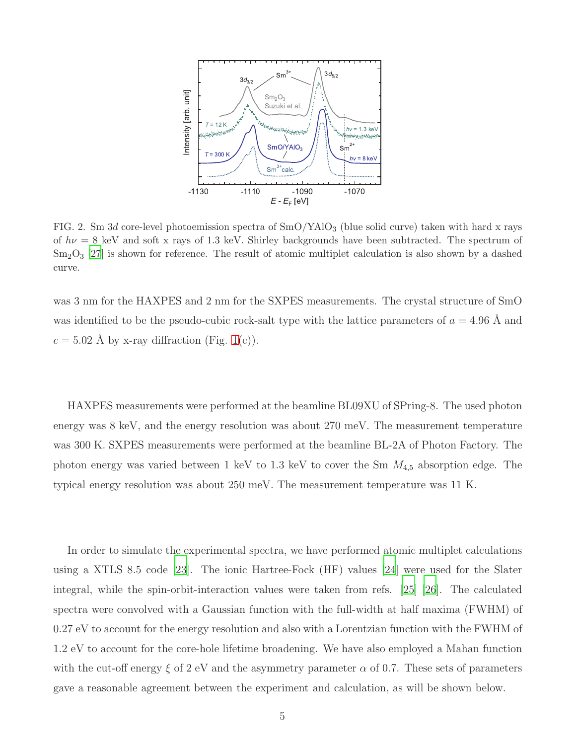FIG. 2. Sm 3$d$ core-level photoemission spectra of SmO/$YAlO_3$ (blue solid curve) taken with hard x rays of $h\nu = 8$ keV and soft x rays of 1.3 keV. Shirley backgrounds have been subtracted. The spectrum of $Sm_2O_3$ [27] is shown for reference. The result of atomic multiplet calculation is also shown by a dashed curve.

was 3 nm for the HAXPES and 2 nm for the SXPES measurements. The crystal structure of SmO was identified to be the pseudo-cubic rock-salt type with the lattice parameters of $a = 4.96$ Å and $c = 5.02$ Å by x-ray diffraction (Fig. 1(c)).

HAXPES measurements were performed at the beamline BL09XU of SPring-8. The used photon energy was 8 keV, and the energy resolution was about 270 meV. The measurement temperature was 300 K. SXPES measurements were performed at the beamline BL-2A of Photon Factory. The photon energy was varied between 1 keV to 1.3 keV to cover the Sm $M_{4,5}$ absorption edge. The typical energy resolution was about 250 meV. The measurement temperature was 11 K.

In order to simulate the experimental spectra, we have performed atomic multiplet calculations using a XTLS 8.5 code [23]. The ionic Hartree-Fock (HF) values [24] were used for the Slater integral, while the spin-orbit-interaction values were taken from refs. [25] [26]. The calculated spectra were convolved with a Gaussian function with the full-width at half maxima (FWHM) of 0.27 eV to account for the energy resolution and also with a Lorentzian function with the FWHM of 1.2 eV to account for the core-hole lifetime broadening. We have also employed a Mahan function with the cut-off energy $\xi$ of 2 eV and the asymmetry parameter $\alpha$ of 0.7. These sets of parameters gave a reasonable agreement between the experiment and calculation, as will be shown below.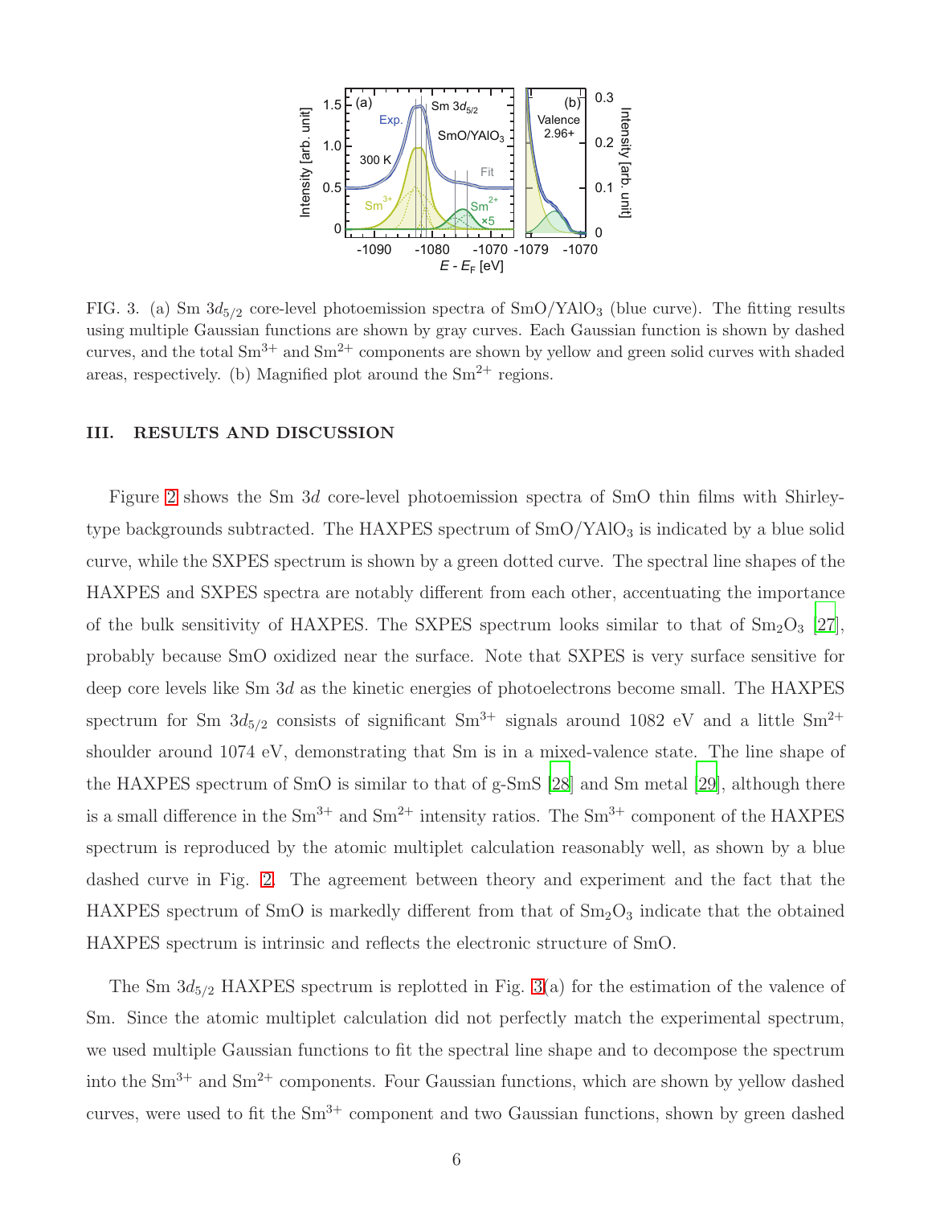FIG. 3. (a) Sm $3d_{5/2}$ core-level photoemission spectra of $SmO/YAlO_3$ (blue curve). The fitting results using multiple Gaussian functions are shown by gray curves. Each Gaussian function is shown by dashed curves, and the total $Sm^{3+}$ and $Sm^{2+}$ components are shown by yellow and green solid curves with shaded areas, respectively. (b) Magnified plot around the $Sm^{2+}$ regions.

## III. RESULTS AND DISCUSSION

Figure 2 shows the Sm $3d$ core-level photoemission spectra of SmO thin films with Shirley-type backgrounds subtracted. The HAXPES spectrum of $SmO/YAlO_3$ is indicated by a blue solid curve, while the SXPES spectrum is shown by a green dotted curve. The spectral line shapes of the HAXPES and SXPES spectra are notably different from each other, accentuating the importance of the bulk sensitivity of HAXPES. The SXPES spectrum looks similar to that of $Sm_2O_3$ [27], probably because SmO oxidized near the surface. Note that SXPES is very surface sensitive for deep core levels like Sm $3d$ as the kinetic energies of photoelectrons become small. The HAXPES spectrum for Sm $3d_{5/2}$ consists of significant $Sm^{3+}$ signals around 1082 eV and a little $Sm^{2+}$ shoulder around 1074 eV, demonstrating that Sm is in a mixed-valence state. The line shape of the HAXPES spectrum of SmO is similar to that of g-SmS [28] and Sm metal [29], although there is a small difference in the $Sm^{3+}$ and $Sm^{2+}$ intensity ratios. The $Sm^{3+}$ component of the HAXPES spectrum is reproduced by the atomic multiplet calculation reasonably well, as shown by a blue dashed curve in Fig. 2. The agreement between theory and experiment and the fact that the HAXPES spectrum of SmO is markedly different from that of $Sm_2O_3$ indicate that the obtained HAXPES spectrum is intrinsic and reflects the electronic structure of SmO.

The Sm $3d_{5/2}$ HAXPES spectrum is replotted in Fig. 3(a) for the estimation of the valence of Sm. Since the atomic multiplet calculation did not perfectly match the experimental spectrum, we used multiple Gaussian functions to fit the spectral line shape and to decompose the spectrum into the $Sm^{3+}$ and $Sm^{2+}$ components. Four Gaussian functions, which are shown by yellow dashed curves, were used to fit the $Sm^{3+}$ component and two Gaussian functions, shown by green dashed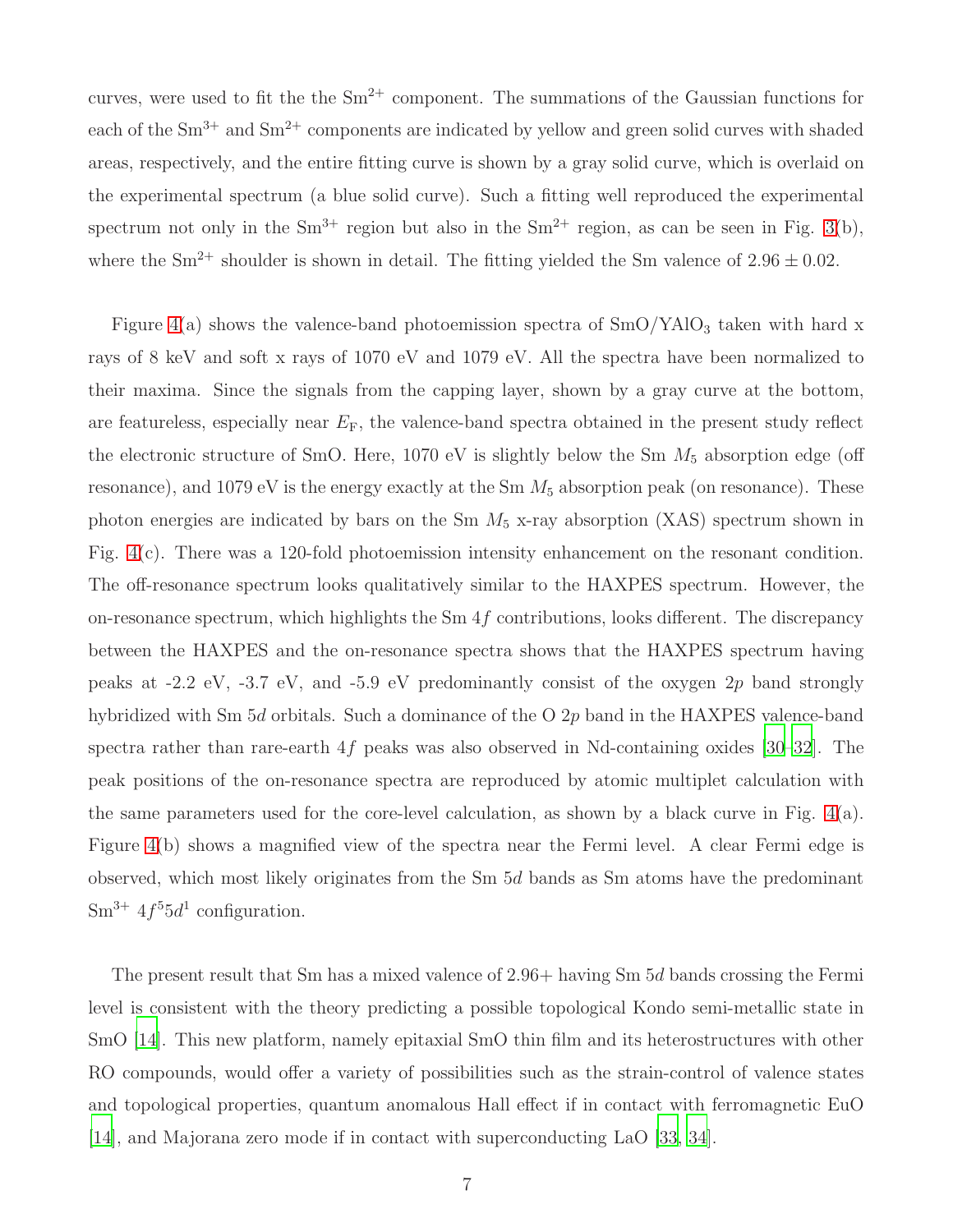curves, were used to fit the the $Sm^{2+}$ component. The summations of the Gaussian functions for each of the $Sm^{3+}$ and $Sm^{2+}$ components are indicated by yellow and green solid curves with shaded areas, respectively, and the entire fitting curve is shown by a gray solid curve, which is overlaid on the experimental spectrum (a blue solid curve). Such a fitting well reproduced the experimental spectrum not only in the $Sm^{3+}$ region but also in the $Sm^{2+}$ region, as can be seen in Fig. 3(b), where the $Sm^{2+}$ shoulder is shown in detail. The fitting yielded the Sm valence of $2.96 \pm 0.02$.

Figure 4(a) shows the valence-band photoemission spectra of SmO/$YAlO_3$ taken with hard x rays of 8 keV and soft x rays of 1070 eV and 1079 eV. All the spectra have been normalized to their maxima. Since the signals from the capping layer, shown by a gray curve at the bottom, are featureless, especially near $E_F$, the valence-band spectra obtained in the present study reflect the electronic structure of SmO. Here, 1070 eV is slightly below the Sm $M_5$ absorption edge (off resonance), and 1079 eV is the energy exactly at the Sm $M_5$ absorption peak (on resonance). These photon energies are indicated by bars on the Sm $M_5$ x-ray absorption (XAS) spectrum shown in Fig. 4(c). There was a 120-fold photoemission intensity enhancement on the resonant condition. The off-resonance spectrum looks qualitatively similar to the HAXPES spectrum. However, the on-resonance spectrum, which highlights the Sm $4f$ contributions, looks different. The discrepancy between the HAXPES and the on-resonance spectra shows that the HAXPES spectrum having peaks at -2.2 eV, -3.7 eV, and -5.9 eV predominantly consist of the oxygen $2p$ band strongly hybridized with Sm $5d$ orbitals. Such a dominance of the O $2p$ band in the HAXPES valence-band spectra rather than rare-earth $4f$ peaks was also observed in Nd-containing oxides [30–32]. The peak positions of the on-resonance spectra are reproduced by atomic multiplet calculation with the same parameters used for the core-level calculation, as shown by a black curve in Fig. 4(a). Figure 4(b) shows a magnified view of the spectra near the Fermi level. A clear Fermi edge is observed, which most likely originates from the Sm $5d$ bands as Sm atoms have the predominant $Sm^{3+}$ $4f^5 5d^1$ configuration.

The present result that Sm has a mixed valence of 2.96+ having Sm $5d$ bands crossing the Fermi level is consistent with the theory predicting a possible topological Kondo semi-metallic state in SmO [14]. This new platform, namely epitaxial SmO thin film and its heterostructures with other RO compounds, would offer a variety of possibilities such as the strain-control of valence states and topological properties, quantum anomalous Hall effect if in contact with ferromagnetic EuO [14], and Majorana zero mode if in contact with superconducting LaO [33, 34].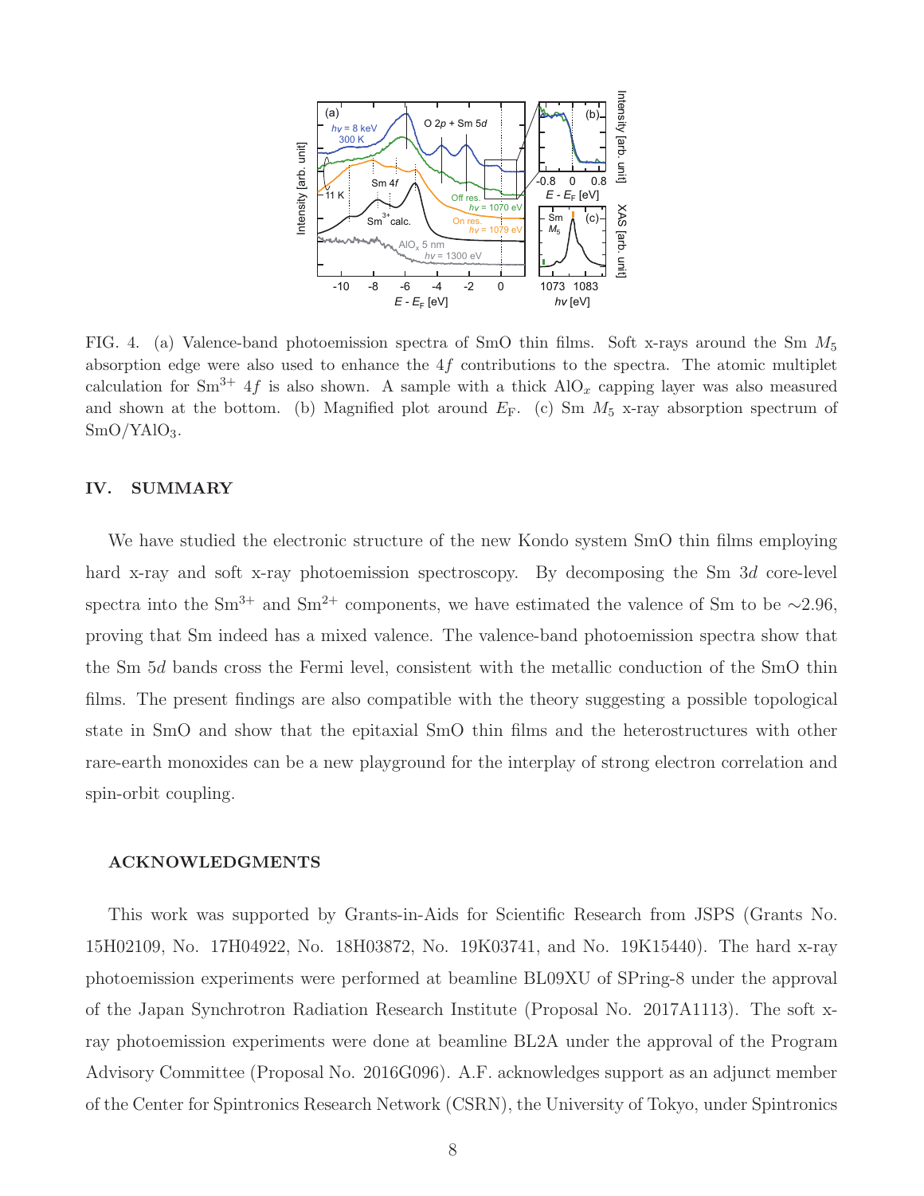FIG. 4. (a) Valence-band photoemission spectra of SmO thin films. Soft x-rays around the Sm $M_5$ absorption edge were also used to enhance the $4f$ contributions to the spectra. The atomic multiplet calculation for $Sm^{3+}$ $4f$ is also shown. A sample with a thick $AlO_x$ capping layer was also measured and shown at the bottom. (b) Magnified plot around $E_F$. (c) Sm $M_5$ x-ray absorption spectrum of $SmO/YAlO_3$.

## IV. SUMMARY

We have studied the electronic structure of the new Kondo system SmO thin films employing hard x-ray and soft x-ray photoemission spectroscopy. By decomposing the Sm $3d$ core-level spectra into the $Sm^{3+}$ and $Sm^{2+}$ components, we have estimated the valence of Sm to be $\sim$2.96, proving that Sm indeed has a mixed valence. The valence-band photoemission spectra show that the Sm $5d$ bands cross the Fermi level, consistent with the metallic conduction of the SmO thin films. The present findings are also compatible with the theory suggesting a possible topological state in SmO and show that the epitaxial SmO thin films and the heterostructures with other rare-earth monoxides can be a new playground for the interplay of strong electron correlation and spin-orbit coupling.

### ACKNOWLEDGMENTS

This work was supported by Grants-in-Aids for Scientific Research from JSPS (Grants No. 15H02109, No. 17H04922, No. 18H03872, No. 19K03741, and No. 19K15440). The hard x-ray photoemission experiments were performed at beamline BL09XU of SPring-8 under the approval of the Japan Synchrotron Radiation Research Institute (Proposal No. 2017A1113). The soft x-ray photoemission experiments were done at beamline BL2A under the approval of the Program Advisory Committee (Proposal No. 2016G096). A.F. acknowledges support as an adjunct member of the Center for Spintronics Research Network (CSRN), the University of Tokyo, under Spintronics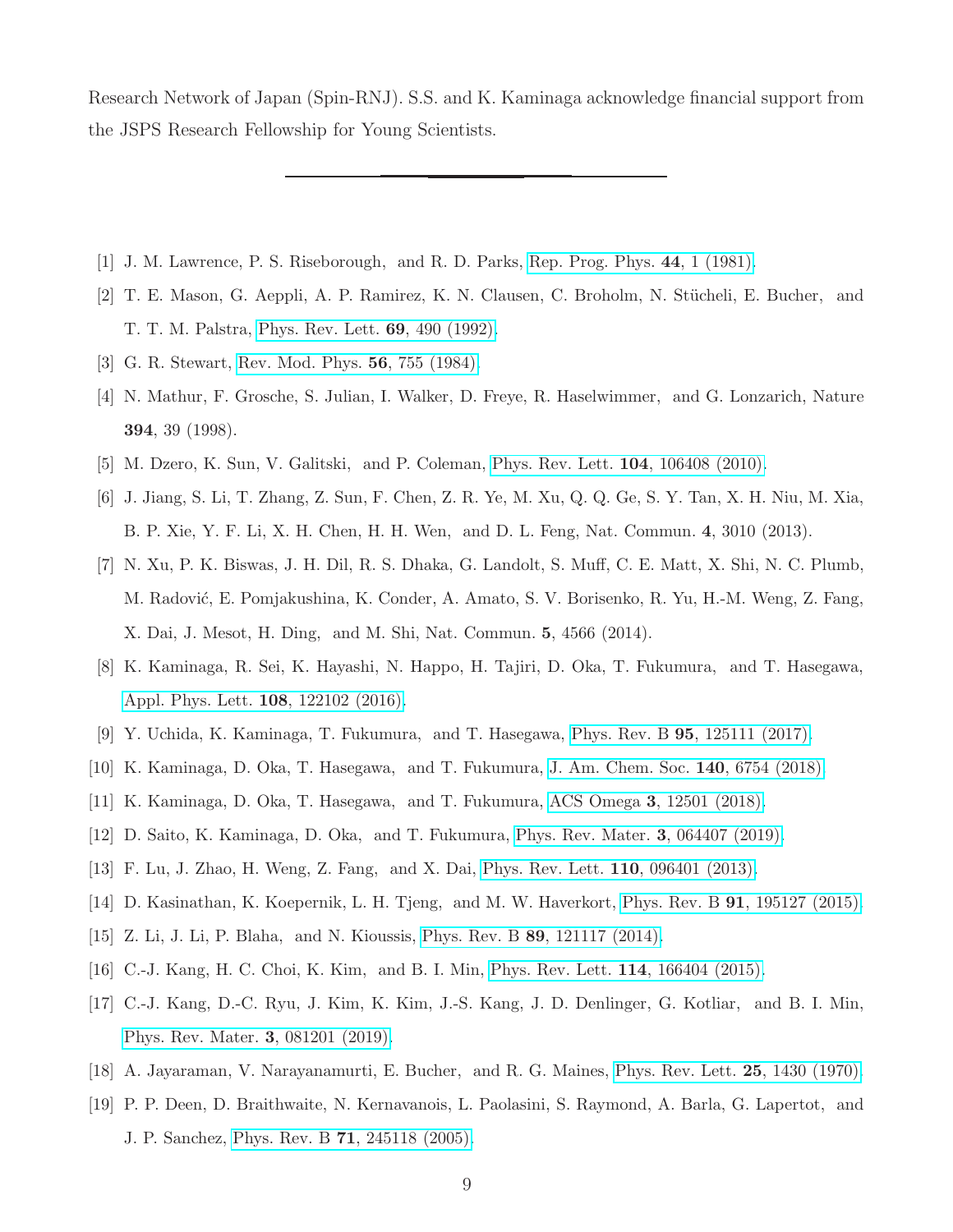Research Network of Japan (Spin-RNJ). S.S. and K. Kaminaga acknowledge financial support from the JSPS Research Fellowship for Young Scientists.

---

[1] J. M. Lawrence, P. S. Riseborough, and R. D. Parks, Rep. Prog. Phys. **44**, 1 (1981).

[2] T. E. Mason, G. Aeppli, A. P. Ramirez, K. N. Clausen, C. Broholm, N. Stücheli, E. Bucher, and T. T. M. Palstra, Phys. Rev. Lett. **69**, 490 (1992).

[3] G. R. Stewart, Rev. Mod. Phys. **56**, 755 (1984).

[4] N. Mathur, F. Grosche, S. Julian, I. Walker, D. Freye, R. Haselwimmer, and G. Lonzarich, Nature **394**, 39 (1998).

[5] M. Dzero, K. Sun, V. Galitski, and P. Coleman, Phys. Rev. Lett. **104**, 106408 (2010).

[6] J. Jiang, S. Li, T. Zhang, Z. Sun, F. Chen, Z. R. Ye, M. Xu, Q. Q. Ge, S. Y. Tan, X. H. Niu, M. Xia, B. P. Xie, Y. F. Li, X. H. Chen, H. H. Wen, and D. L. Feng, Nat. Commun. **4**, 3010 (2013).

[7] N. Xu, P. K. Biswas, J. H. Dil, R. S. Dhaka, G. Landolt, S. Muff, C. E. Matt, X. Shi, N. C. Plumb, M. Radović, E. Pomjakushina, K. Conder, A. Amato, S. V. Borisenko, R. Yu, H.-M. Weng, Z. Fang, X. Dai, J. Mesot, H. Ding, and M. Shi, Nat. Commun. **5**, 4566 (2014).

[8] K. Kaminaga, R. Sei, K. Hayashi, N. Happo, H. Tajiri, D. Oka, T. Fukumura, and T. Hasegawa, Appl. Phys. Lett. **108**, 122102 (2016).

[9] Y. Uchida, K. Kaminaga, T. Fukumura, and T. Hasegawa, Phys. Rev. B **95**, 125111 (2017).

[10] K. Kaminaga, D. Oka, T. Hasegawa, and T. Fukumura, J. Am. Chem. Soc. **140**, 6754 (2018).

[11] K. Kaminaga, D. Oka, T. Hasegawa, and T. Fukumura, ACS Omega **3**, 12501 (2018).

[12] D. Saito, K. Kaminaga, D. Oka, and T. Fukumura, Phys. Rev. Mater. **3**, 064407 (2019).

[13] F. Lu, J. Zhao, H. Weng, Z. Fang, and X. Dai, Phys. Rev. Lett. **110**, 096401 (2013).

[14] D. Kasinathan, K. Koepernik, L. H. Tjeng, and M. W. Haverkort, Phys. Rev. B **91**, 195127 (2015).

[15] Z. Li, J. Li, P. Blaha, and N. Kioussis, Phys. Rev. B **89**, 121117 (2014).

[16] C.-J. Kang, H. C. Choi, K. Kim, and B. I. Min, Phys. Rev. Lett. **114**, 166404 (2015).

[17] C.-J. Kang, D.-C. Ryu, J. Kim, K. Kim, J.-S. Kang, J. D. Denlinger, G. Kotliar, and B. I. Min, Phys. Rev. Mater. **3**, 081201 (2019).

[18] A. Jayaraman, V. Narayanamurti, E. Bucher, and R. G. Maines, Phys. Rev. Lett. **25**, 1430 (1970).

[19] P. P. Deen, D. Braithwaite, N. Kernavanois, L. Paolasini, S. Raymond, A. Barla, G. Lapertot, and J. P. Sanchez, Phys. Rev. B **71**, 245118 (2005).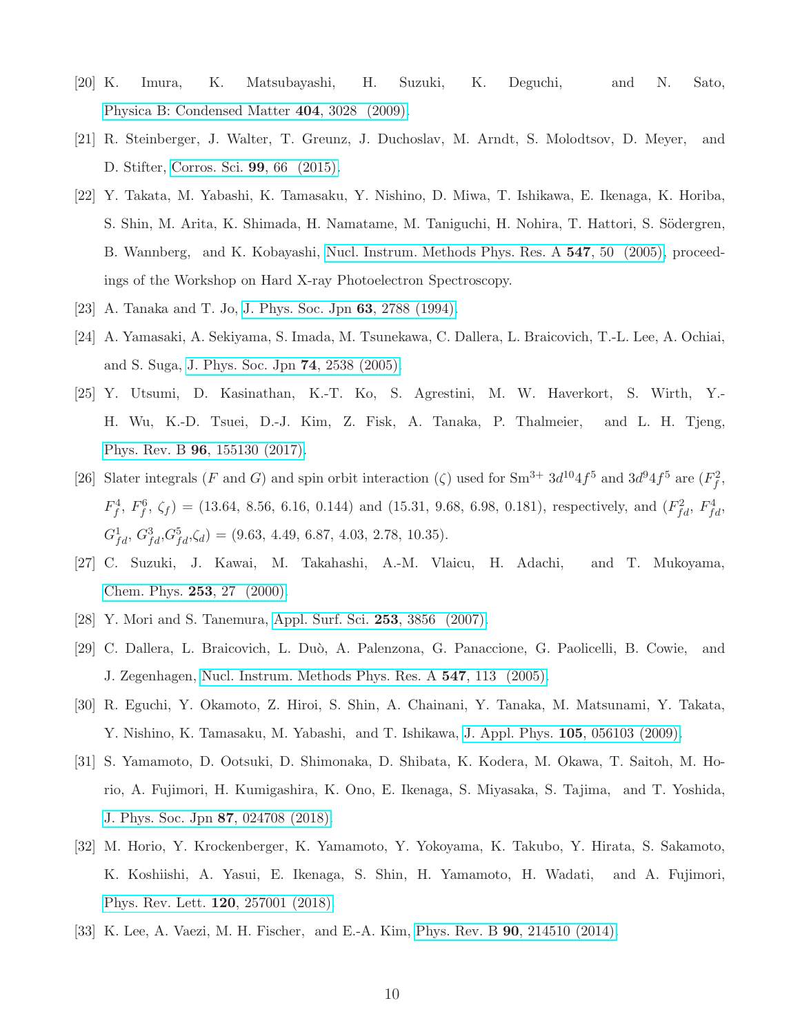[20] K. Imura, K. Matsubayashi, H. Suzuki, K. Deguchi, and N. Sato, Physica B: Condensed Matter **404**, 3028 (2009).

[21] R. Steinberger, J. Walter, T. Greunz, J. Duchoslav, M. Arndt, S. Molodtsov, D. Meyer, and D. Stifter, Corros. Sci. **99**, 66 (2015).

[22] Y. Takata, M. Yabashi, K. Tamasaku, Y. Nishino, D. Miwa, T. Ishikawa, E. Ikenaga, K. Horiba, S. Shin, M. Arita, K. Shimada, H. Namatame, M. Taniguchi, H. Nohira, T. Hattori, S. Södergren, B. Wannberg, and K. Kobayashi, Nucl. Instrum. Methods Phys. Res. A **547**, 50 (2005), proceedings of the Workshop on Hard X-ray Photoelectron Spectroscopy.

[23] A. Tanaka and T. Jo, J. Phys. Soc. Jpn **63**, 2788 (1994).

[24] A. Yamasaki, A. Sekiyama, S. Imada, M. Tsunekawa, C. Dallera, L. Braicovich, T.-L. Lee, A. Ochiai, and S. Suga, J. Phys. Soc. Jpn **74**, 2538 (2005).

[25] Y. Utsumi, D. Kasinathan, K.-T. Ko, S. Agrestini, M. W. Haverkort, S. Wirth, Y.-H. Wu, K.-D. Tsuei, D.-J. Kim, Z. Fisk, A. Tanaka, P. Thalmeier, and L. H. Tjeng, Phys. Rev. B **96**, 155130 (2017).

[26] Slater integrals ($F$ and $G$) and spin orbit interaction ($\zeta$) used for $Sm^{3+}$ $3d^{10}4f^5$ and $3d^94f^5$ are ($F_f^2$, $F_f^4$, $F_f^6$, $\zeta_f$) = (13.64, 8.56, 6.16, 0.144) and (15.31, 9.68, 6.98, 0.181), respectively, and ($F_{fd}^2$, $F_{fd}^4$, $G_{fd}^1$, $G_{fd}^3$,$G_{fd}^5$,$\zeta_d$) = (9.63, 4.49, 6.87, 4.03, 2.78, 10.35).

[27] C. Suzuki, J. Kawai, M. Takahashi, A.-M. Vlaicu, H. Adachi, and T. Mukoyama, Chem. Phys. **253**, 27 (2000).

[28] Y. Mori and S. Tanemura, Appl. Surf. Sci. **253**, 3856 (2007).

[29] C. Dallera, L. Braicovich, L. Duò, A. Palenzona, G. Panaccione, G. Paolicelli, B. Cowie, and J. Zegenhagen, Nucl. Instrum. Methods Phys. Res. A **547**, 113 (2005).

[30] R. Eguchi, Y. Okamoto, Z. Hiroi, S. Shin, A. Chainani, Y. Tanaka, M. Matsunami, Y. Takata, Y. Nishino, K. Tamasaku, M. Yabashi, and T. Ishikawa, J. Appl. Phys. **105**, 056103 (2009).

[31] S. Yamamoto, D. Ootsuki, D. Shimonaka, D. Shibata, K. Kodera, M. Okawa, T. Saitoh, M. Horio, A. Fujimori, H. Kumigashira, K. Ono, E. Ikenaga, S. Miyasaka, S. Tajima, and T. Yoshida, J. Phys. Soc. Jpn **87**, 024708 (2018).

[32] M. Horio, Y. Krockenberger, K. Yamamoto, Y. Yokoyama, K. Takubo, Y. Hirata, S. Sakamoto, K. Koshiishi, A. Yasui, E. Ikenaga, S. Shin, H. Yamamoto, H. Wadati, and A. Fujimori, Phys. Rev. Lett. **120**, 257001 (2018).

[33] K. Lee, A. Vaezi, M. H. Fischer, and E.-A. Kim, Phys. Rev. B **90**, 214510 (2014).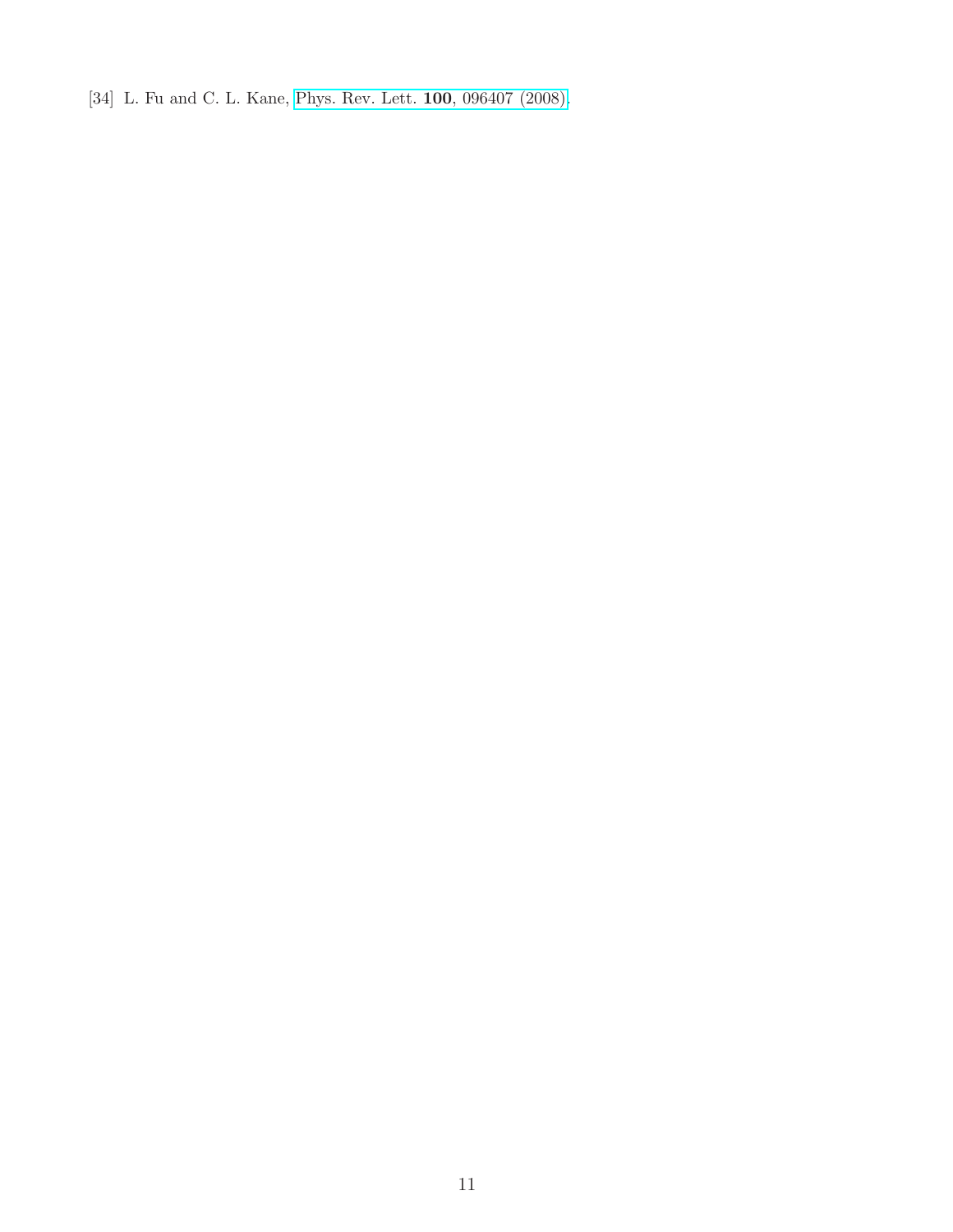[34] L. Fu and C. L. Kane, Phys. Rev. Lett. **100**, 096407 (2008).